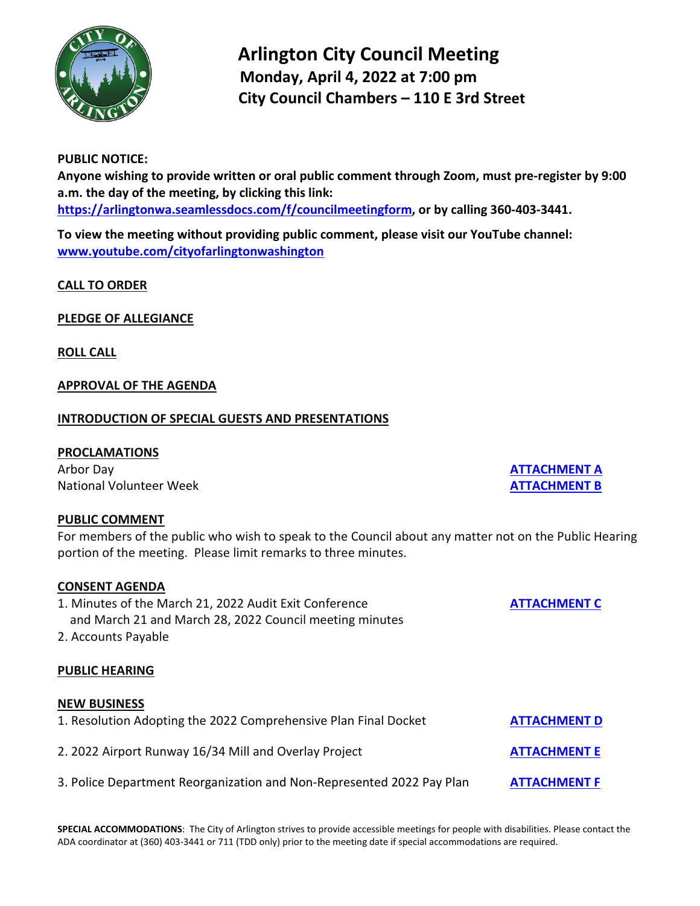# Arlington City Council Meeting

**Monday, April 4, 2022 at 7:00 pm**

**City Council Chambers – 110 E 3rd Street**

**PUBLIC NOTICE:**

**Anyone wishing to provide written or oral public comment through Zoom, must pre-register by 9:00 a.m. the day of the meeting, by clicking this link: [https://arlingtonwa.seamlessdocs.com/f/councilmeetingform](https://arlingtonwa.seamlessdocs.com/f/councilmeetingform), or by calling 360-403-3441.**

**To view the meeting without providing public comment, please visit our YouTube channel: [www.youtube.com/cityofarlingtonwashington](https://www.youtube.com/cityofarlingtonwashington)**

**CALL TO ORDER**

**PLEDGE OF ALLEGIANCE**

**ROLL CALL**

**APPROVAL OF THE AGENDA**

**INTRODUCTION OF SPECIAL GUESTS AND PRESENTATIONS**

**PROCLAMATIONS**

Arbor Day — **ATTACHMENT A**

National Volunteer Week — **ATTACHMENT B**

**PUBLIC COMMENT**

For members of the public who wish to speak to the Council about any matter not on the Public Hearing portion of the meeting. Please limit remarks to three minutes.

**CONSENT AGENDA**

1. Minutes of the March 21, 2022 Audit Exit Conference and March 21 and March 28, 2022 Council meeting minutes — **ATTACHMENT C**
2. Accounts Payable

**PUBLIC HEARING**

**NEW BUSINESS**

1. Resolution Adopting the 2022 Comprehensive Plan Final Docket — **ATTACHMENT D**
2. 2022 Airport Runway 16/34 Mill and Overlay Project — **ATTACHMENT E**
3. Police Department Reorganization and Non-Represented 2022 Pay Plan — **ATTACHMENT F**

**SPECIAL ACCOMMODATIONS**: The City of Arlington strives to provide accessible meetings for people with disabilities. Please contact the ADA coordinator at (360) 403-3441 or 711 (TDD only) prior to the meeting date if special accommodations are required.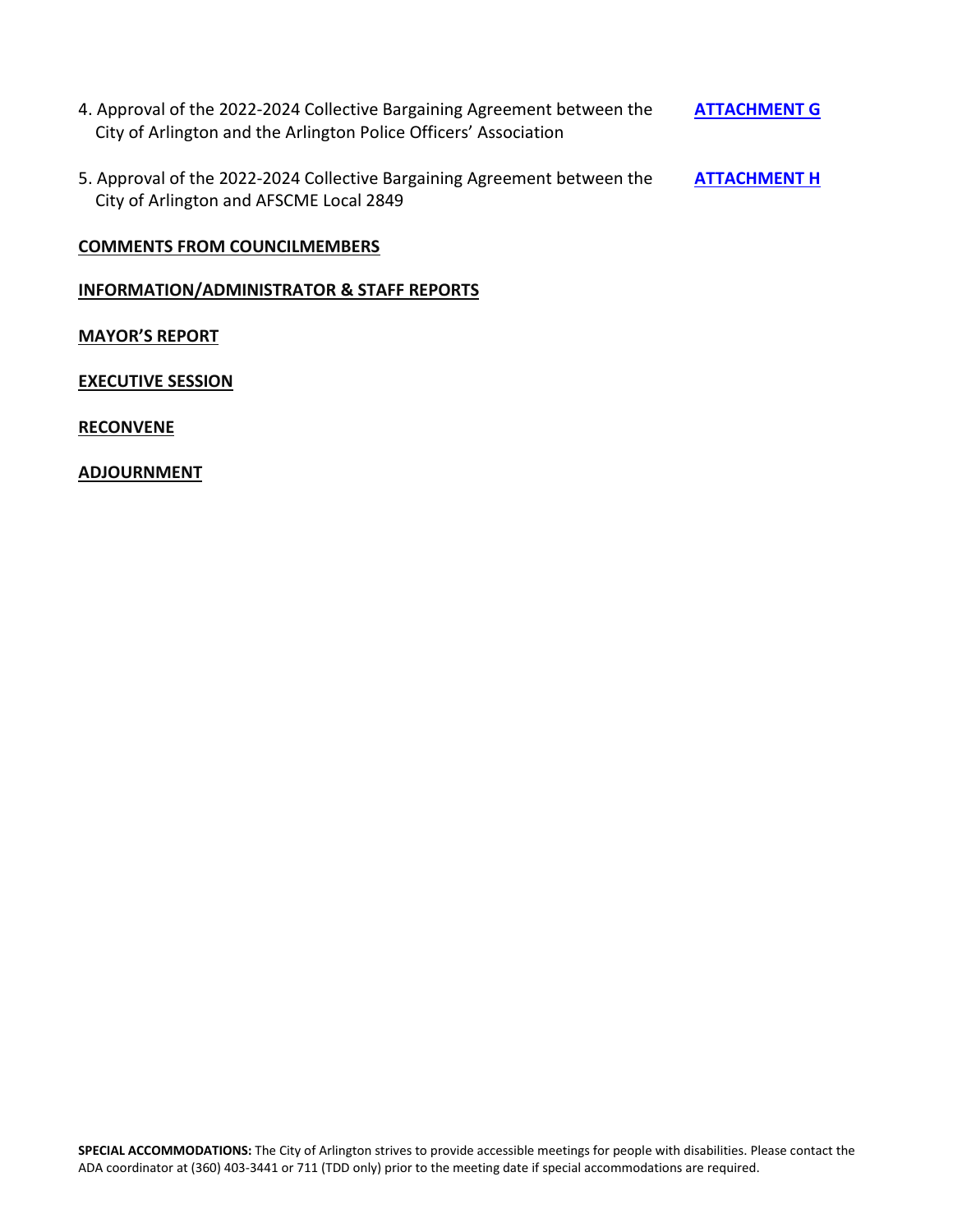4. Approval of the 2022-2024 Collective Bargaining Agreement between the City of Arlington and the Arlington Police Officers' Association — **ATTACHMENT G**

5. Approval of the 2022-2024 Collective Bargaining Agreement between the City of Arlington and AFSCME Local 2849 — **ATTACHMENT H**

**COMMENTS FROM COUNCILMEMBERS**

**INFORMATION/ADMINISTRATOR & STAFF REPORTS**

**MAYOR'S REPORT**

**EXECUTIVE SESSION**

**RECONVENE**

**ADJOURNMENT**

**SPECIAL ACCOMMODATIONS:** The City of Arlington strives to provide accessible meetings for people with disabilities. Please contact the ADA coordinator at (360) 403-3441 or 711 (TDD only) prior to the meeting date if special accommodations are required.